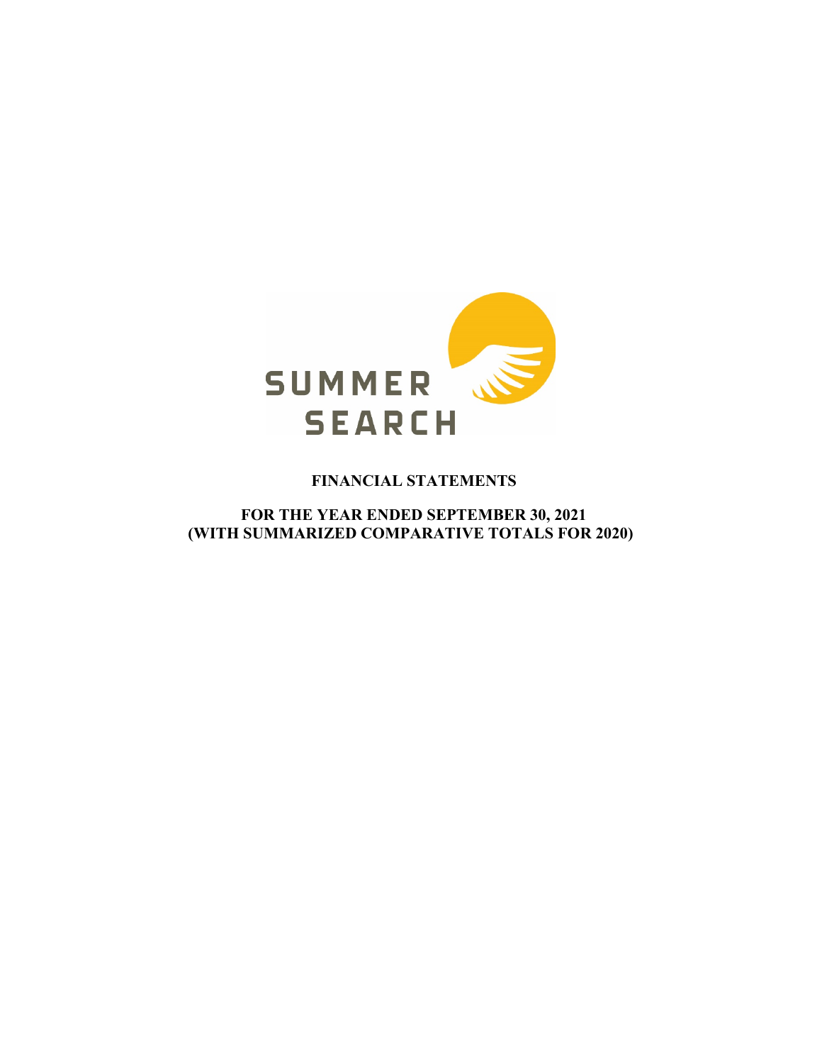SUMMER SEARCH

**FINANCIAL STATEMENTS**

**FOR THE YEAR ENDED SEPTEMBER 30, 2021**
**(WITH SUMMARIZED COMPARATIVE TOTALS FOR 2020)**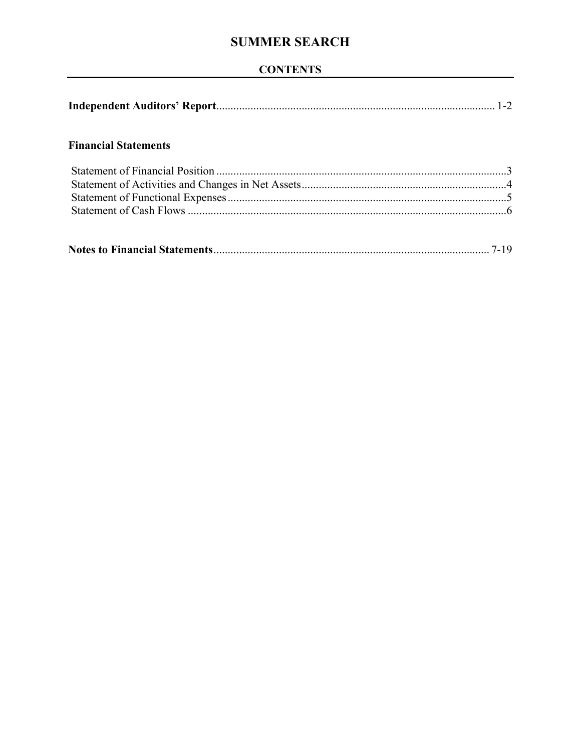# SUMMER SEARCH

## CONTENTS

**Independent Auditors' Report**.................................................................................................. 1-2

### Financial Statements

Statement of Financial Position ......................................................................................................3
Statement of Activities and Changes in Net Assets........................................................................4
Statement of Functional Expenses..................................................................................................5
Statement of Cash Flows ................................................................................................................6

**Notes to Financial Statements**................................................................................................. 7-19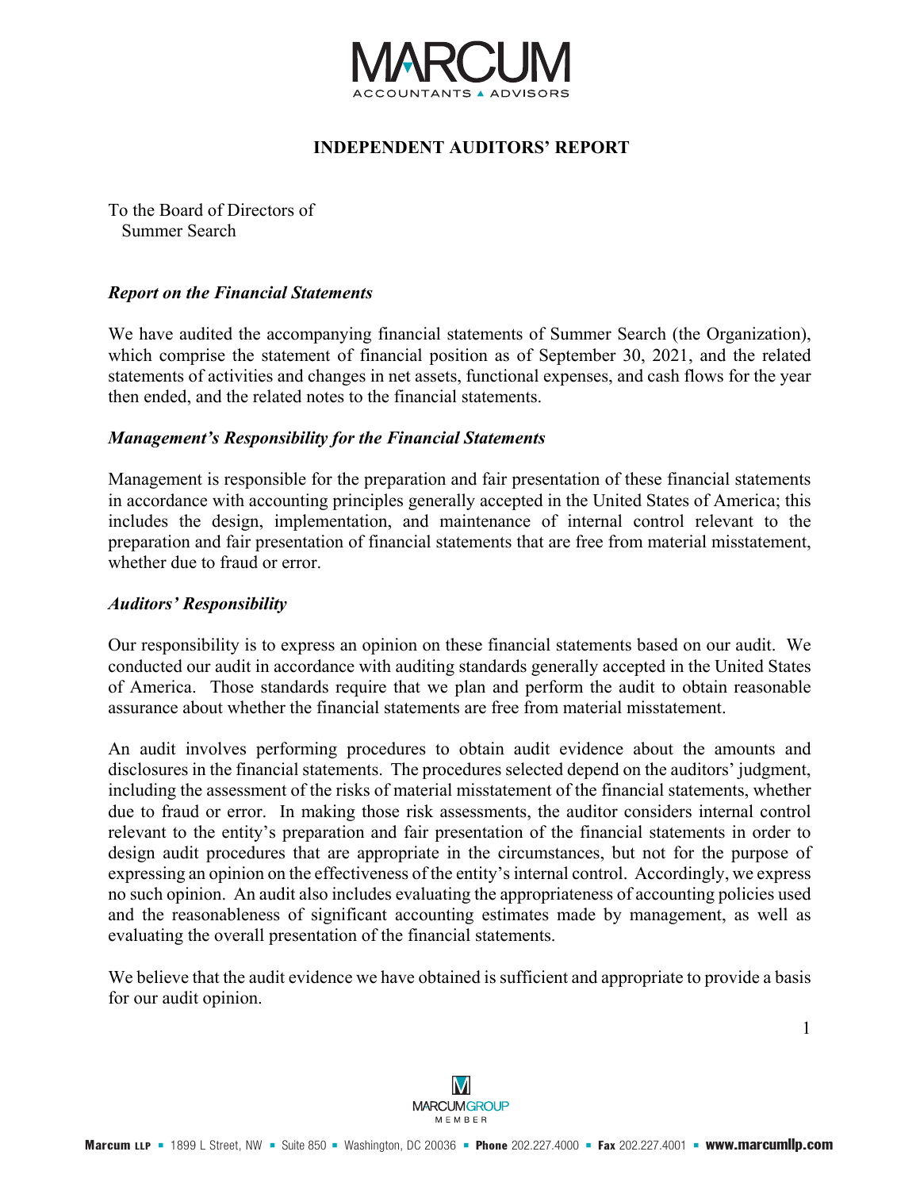# INDEPENDENT AUDITORS' REPORT

To the Board of Directors of
Summer Search

***Report on the Financial Statements***

We have audited the accompanying financial statements of Summer Search (the Organization), which comprise the statement of financial position as of September 30, 2021, and the related statements of activities and changes in net assets, functional expenses, and cash flows for the year then ended, and the related notes to the financial statements.

***Management's Responsibility for the Financial Statements***

Management is responsible for the preparation and fair presentation of these financial statements in accordance with accounting principles generally accepted in the United States of America; this includes the design, implementation, and maintenance of internal control relevant to the preparation and fair presentation of financial statements that are free from material misstatement, whether due to fraud or error.

***Auditors' Responsibility***

Our responsibility is to express an opinion on these financial statements based on our audit. We conducted our audit in accordance with auditing standards generally accepted in the United States of America. Those standards require that we plan and perform the audit to obtain reasonable assurance about whether the financial statements are free from material misstatement.

An audit involves performing procedures to obtain audit evidence about the amounts and disclosures in the financial statements. The procedures selected depend on the auditors' judgment, including the assessment of the risks of material misstatement of the financial statements, whether due to fraud or error. In making those risk assessments, the auditor considers internal control relevant to the entity's preparation and fair presentation of the financial statements in order to design audit procedures that are appropriate in the circumstances, but not for the purpose of expressing an opinion on the effectiveness of the entity's internal control. Accordingly, we express no such opinion. An audit also includes evaluating the appropriateness of accounting policies used and the reasonableness of significant accounting estimates made by management, as well as evaluating the overall presentation of the financial statements.

We believe that the audit evidence we have obtained is sufficient and appropriate to provide a basis for our audit opinion.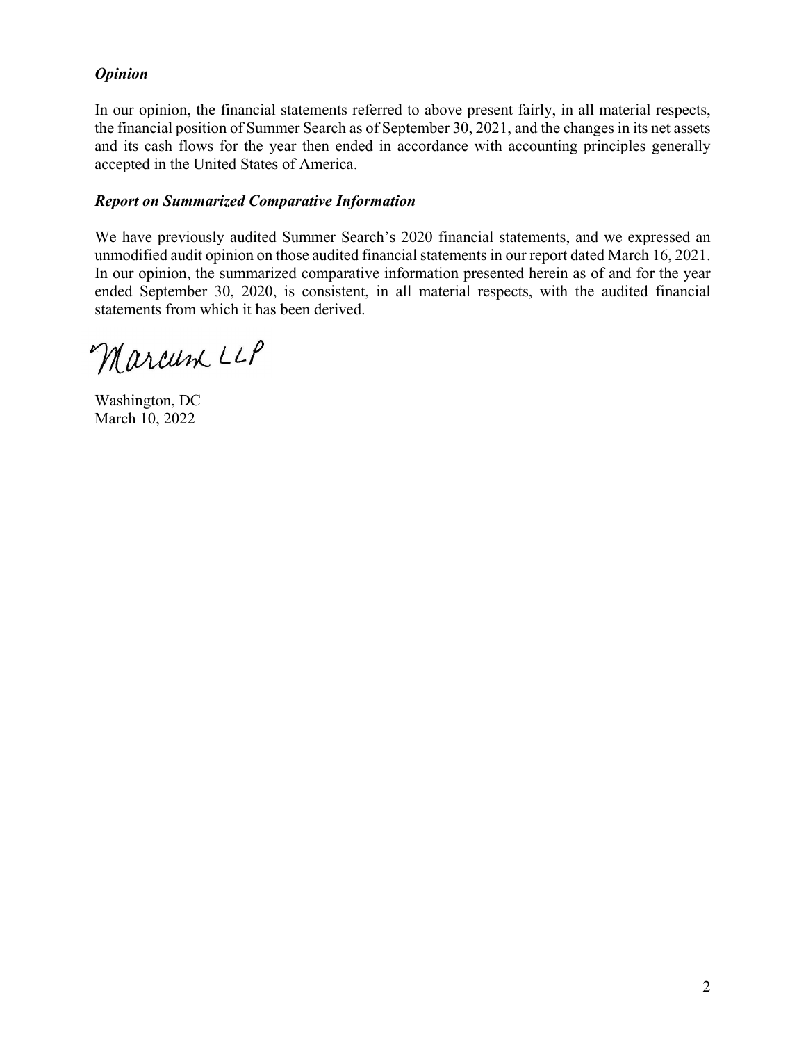***Opinion***

In our opinion, the financial statements referred to above present fairly, in all material respects, the financial position of Summer Search as of September 30, 2021, and the changes in its net assets and its cash flows for the year then ended in accordance with accounting principles generally accepted in the United States of America.

***Report on Summarized Comparative Information***

We have previously audited Summer Search's 2020 financial statements, and we expressed an unmodified audit opinion on those audited financial statements in our report dated March 16, 2021. In our opinion, the summarized comparative information presented herein as of and for the year ended September 30, 2020, is consistent, in all material respects, with the audited financial statements from which it has been derived.

Marcum LLP

Washington, DC
March 10, 2022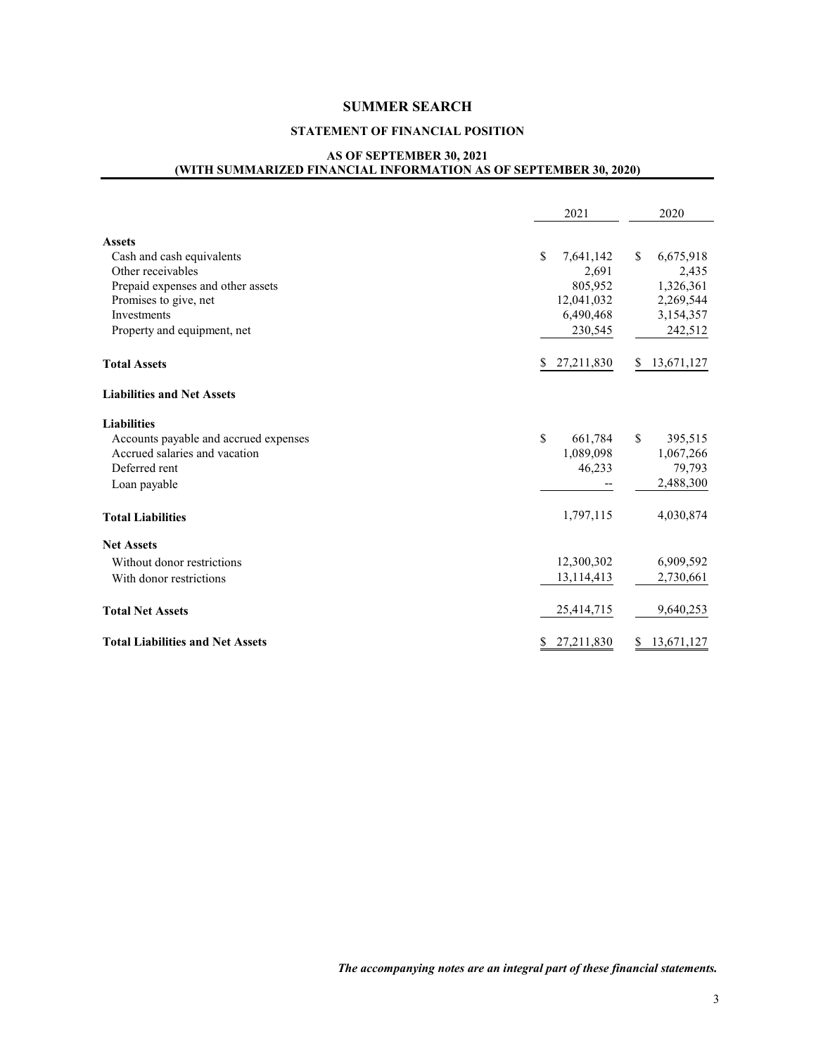# SUMMER SEARCH

## STATEMENT OF FINANCIAL POSITION

### AS OF SEPTEMBER 30, 2021
### (WITH SUMMARIZED FINANCIAL INFORMATION AS OF SEPTEMBER 30, 2020)

| | 2021 | 2020 |
|---|---|---|
| **Assets** | | |
| Cash and cash equivalents | $ 7,641,142 | $ 6,675,918 |
| Other receivables | 2,691 | 2,435 |
| Prepaid expenses and other assets | 805,952 | 1,326,361 |
| Promises to give, net | 12,041,032 | 2,269,544 |
| Investments | 6,490,468 | 3,154,357 |
| Property and equipment, net | 230,545 | 242,512 |
| **Total Assets** | $ 27,211,830 | $ 13,671,127 |
| **Liabilities and Net Assets** | | |
| **Liabilities** | | |
| Accounts payable and accrued expenses | $ 661,784 | $ 395,515 |
| Accrued salaries and vacation | 1,089,098 | 1,067,266 |
| Deferred rent | 46,233 | 79,793 |
| Loan payable | -- | 2,488,300 |
| **Total Liabilities** | 1,797,115 | 4,030,874 |
| **Net Assets** | | |
| Without donor restrictions | 12,300,302 | 6,909,592 |
| With donor restrictions | 13,114,413 | 2,730,661 |
| **Total Net Assets** | 25,414,715 | 9,640,253 |
| **Total Liabilities and Net Assets** | $ 27,211,830 | $ 13,671,127 |

***The accompanying notes are an integral part of these financial statements.***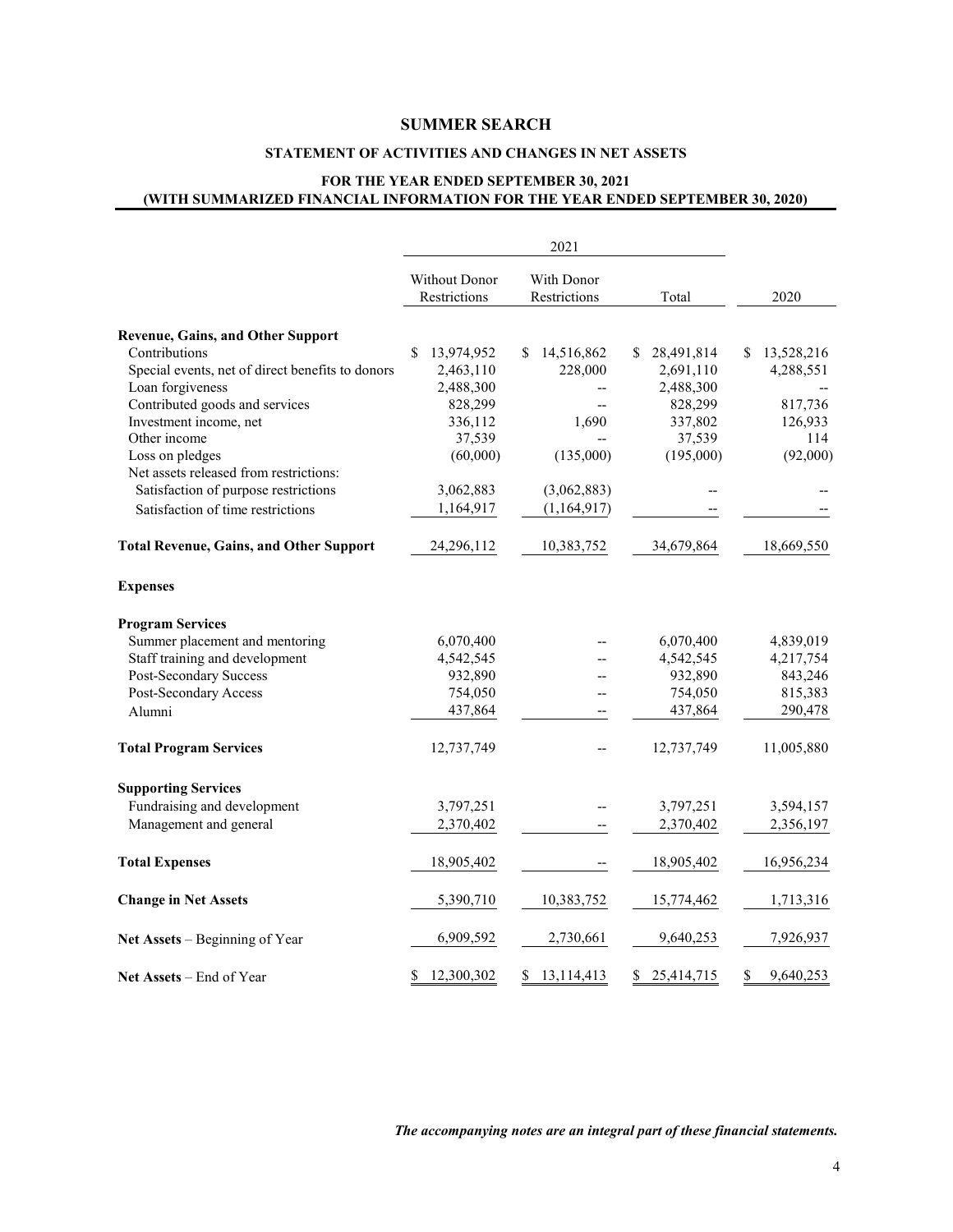# SUMMER SEARCH

## STATEMENT OF ACTIVITIES AND CHANGES IN NET ASSETS

### FOR THE YEAR ENDED SEPTEMBER 30, 2021
### (WITH SUMMARIZED FINANCIAL INFORMATION FOR THE YEAR ENDED SEPTEMBER 30, 2020)

| | 2021 | | | |
|---|---|---|---|---|
| | Without Donor Restrictions | With Donor Restrictions | Total | 2020 |
| **Revenue, Gains, and Other Support** | | | | |
| Contributions | $ 13,974,952 | $ 14,516,862 | $ 28,491,814 | $ 13,528,216 |
| Special events, net of direct benefits to donors | 2,463,110 | 228,000 | 2,691,110 | 4,288,551 |
| Loan forgiveness | 2,488,300 | -- | 2,488,300 | -- |
| Contributed goods and services | 828,299 | -- | 828,299 | 817,736 |
| Investment income, net | 336,112 | 1,690 | 337,802 | 126,933 |
| Other income | 37,539 | -- | 37,539 | 114 |
| Loss on pledges | (60,000) | (135,000) | (195,000) | (92,000) |
| Net assets released from restrictions: | | | | |
| Satisfaction of purpose restrictions | 3,062,883 | (3,062,883) | -- | -- |
| Satisfaction of time restrictions | 1,164,917 | (1,164,917) | -- | -- |
| **Total Revenue, Gains, and Other Support** | 24,296,112 | 10,383,752 | 34,679,864 | 18,669,550 |
| **Expenses** | | | | |
| **Program Services** | | | | |
| Summer placement and mentoring | 6,070,400 | -- | 6,070,400 | 4,839,019 |
| Staff training and development | 4,542,545 | -- | 4,542,545 | 4,217,754 |
| Post-Secondary Success | 932,890 | -- | 932,890 | 843,246 |
| Post-Secondary Access | 754,050 | -- | 754,050 | 815,383 |
| Alumni | 437,864 | -- | 437,864 | 290,478 |
| **Total Program Services** | 12,737,749 | -- | 12,737,749 | 11,005,880 |
| **Supporting Services** | | | | |
| Fundraising and development | 3,797,251 | -- | 3,797,251 | 3,594,157 |
| Management and general | 2,370,402 | -- | 2,370,402 | 2,356,197 |
| **Total Expenses** | 18,905,402 | -- | 18,905,402 | 16,956,234 |
| **Change in Net Assets** | 5,390,710 | 10,383,752 | 15,774,462 | 1,713,316 |
| **Net Assets** – Beginning of Year | 6,909,592 | 2,730,661 | 9,640,253 | 7,926,937 |
| **Net Assets** – End of Year | $ 12,300,302 | $ 13,114,413 | $ 25,414,715 | $ 9,640,253 |

***The accompanying notes are an integral part of these financial statements.***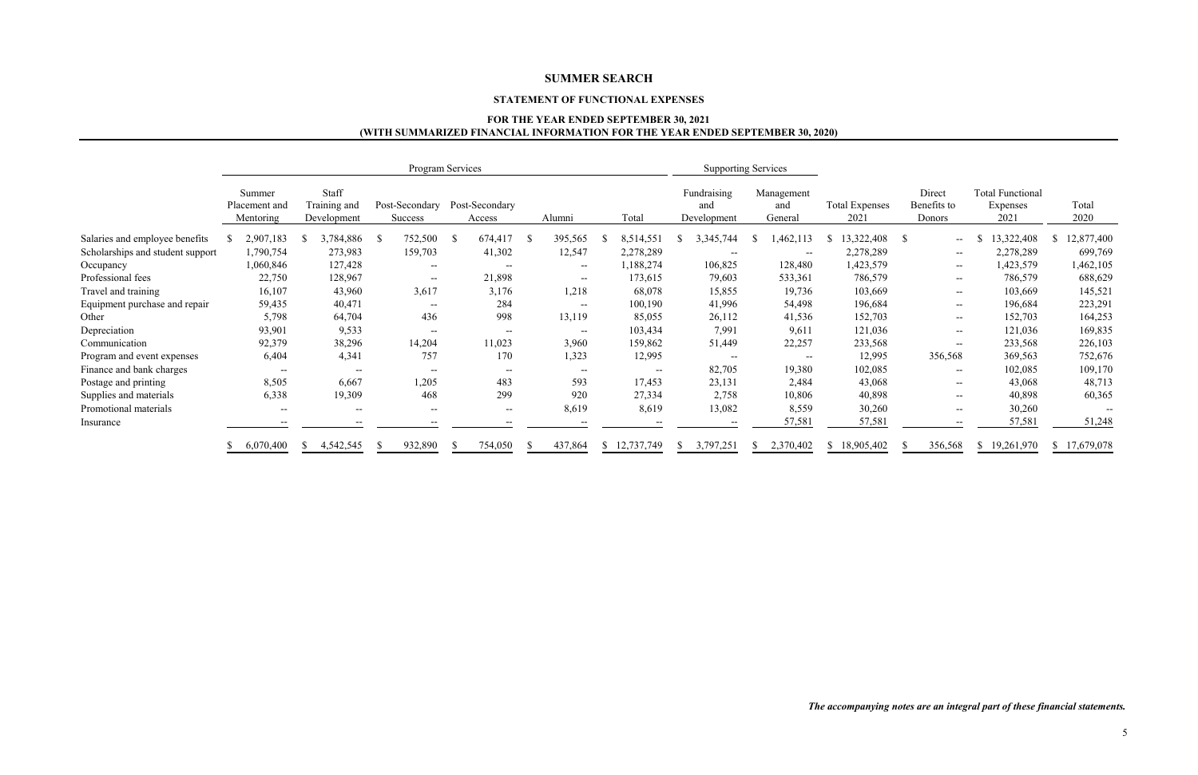# SUMMER SEARCH

## STATEMENT OF FUNCTIONAL EXPENSES

### FOR THE YEAR ENDED SEPTEMBER 30, 2021
### (WITH SUMMARIZED FINANCIAL INFORMATION FOR THE YEAR ENDED SEPTEMBER 30, 2020)

| | Program Services | | | | | | Supporting Services | | | | | |
|---|---|---|---|---|---|---|---|---|---|---|---|---|
| | Summer Placement and Mentoring | Staff Training and Development | Post-Secondary Success | Post-Secondary Access | Alumni | Total | Fundraising and Development | Management and General | Total Expenses 2021 | Direct Benefits to Donors | Total Functional Expenses 2021 | Total 2020 |
| Salaries and employee benefits | $ 2,907,183 | $ 3,784,886 | $ 752,500 | $ 674,417 | $ 395,565 | $ 8,514,551 | $ 3,345,744 | $ 1,462,113 | $ 13,322,408 | $ -- | $ 13,322,408 | $ 12,877,400 |
| Scholarships and student support | 1,790,754 | 273,983 | 159,703 | 41,302 | 12,547 | 2,278,289 | -- | -- | 2,278,289 | -- | 2,278,289 | 699,769 |
| Occupancy | 1,060,846 | 127,428 | -- | -- | -- | 1,188,274 | 106,825 | 128,480 | 1,423,579 | -- | 1,423,579 | 1,462,105 |
| Professional fees | 22,750 | 128,967 | -- | 21,898 | -- | 173,615 | 79,603 | 533,361 | 786,579 | -- | 786,579 | 688,629 |
| Travel and training | 16,107 | 43,960 | 3,617 | 3,176 | 1,218 | 68,078 | 15,855 | 19,736 | 103,669 | -- | 103,669 | 145,521 |
| Equipment purchase and repair | 59,435 | 40,471 | -- | 284 | -- | 100,190 | 41,996 | 54,498 | 196,684 | -- | 196,684 | 223,291 |
| Other | 5,798 | 64,704 | 436 | 998 | 13,119 | 85,055 | 26,112 | 41,536 | 152,703 | -- | 152,703 | 164,253 |
| Depreciation | 93,901 | 9,533 | -- | -- | -- | 103,434 | 7,991 | 9,611 | 121,036 | -- | 121,036 | 169,835 |
| Communication | 92,379 | 38,296 | 14,204 | 11,023 | 3,960 | 159,862 | 51,449 | 22,257 | 233,568 | -- | 233,568 | 226,103 |
| Program and event expenses | 6,404 | 4,341 | 757 | 170 | 1,323 | 12,995 | -- | -- | 12,995 | 356,568 | 369,563 | 752,676 |
| Finance and bank charges | -- | -- | -- | -- | -- | -- | 82,705 | 19,380 | 102,085 | -- | 102,085 | 109,170 |
| Postage and printing | 8,505 | 6,667 | 1,205 | 483 | 593 | 17,453 | 23,131 | 2,484 | 43,068 | -- | 43,068 | 48,713 |
| Supplies and materials | 6,338 | 19,309 | 468 | 299 | 920 | 27,334 | 2,758 | 10,806 | 40,898 | -- | 40,898 | 60,365 |
| Promotional materials | -- | -- | -- | -- | 8,619 | 8,619 | 13,082 | 8,559 | 30,260 | -- | 30,260 | -- |
| Insurance | -- | -- | -- | -- | -- | -- | -- | 57,581 | 57,581 | -- | 57,581 | 51,248 |
| | $ 6,070,400 | $ 4,542,545 | $ 932,890 | $ 754,050 | $ 437,864 | $ 12,737,749 | $ 3,797,251 | $ 2,370,402 | $ 18,905,402 | $ 356,568 | $ 19,261,970 | $ 17,679,078 |

***The accompanying notes are an integral part of these financial statements.***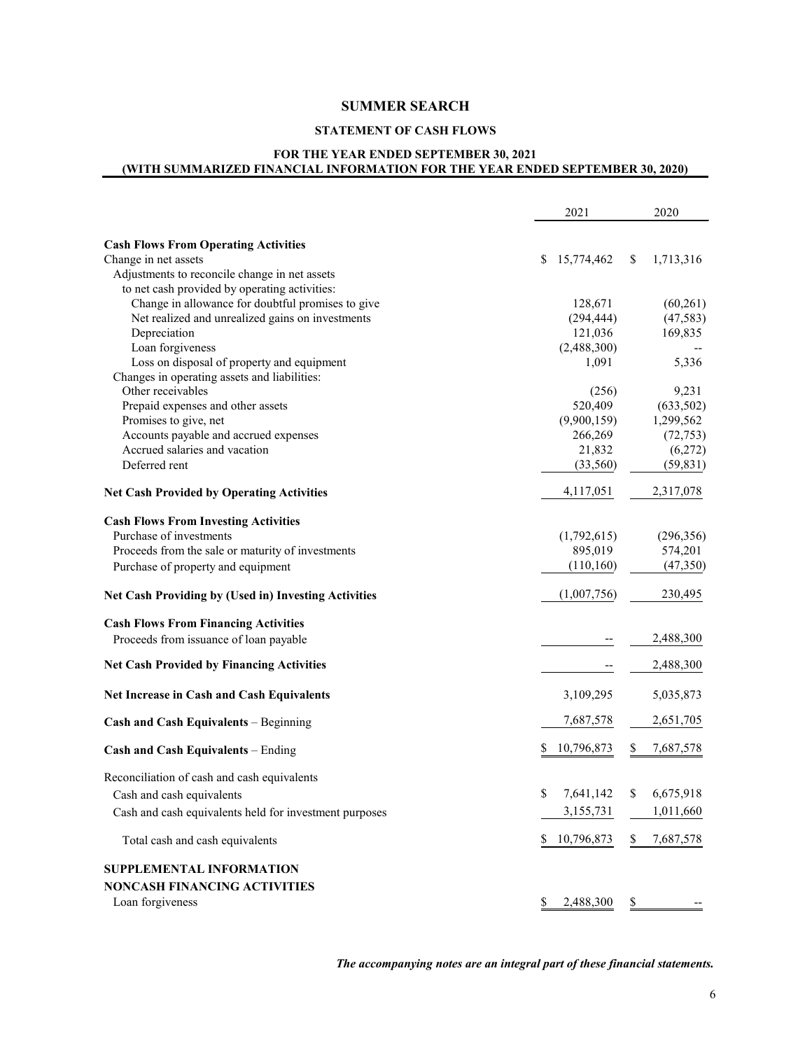# SUMMER SEARCH

## STATEMENT OF CASH FLOWS

### FOR THE YEAR ENDED SEPTEMBER 30, 2021
### (WITH SUMMARIZED FINANCIAL INFORMATION FOR THE YEAR ENDED SEPTEMBER 30, 2020)

| | 2021 | 2020 |
|---|---|---|
| **Cash Flows From Operating Activities** | | |
| Change in net assets | $ 15,774,462 | $ 1,713,316 |
| Adjustments to reconcile change in net assets to net cash provided by operating activities: | | |
| Change in allowance for doubtful promises to give | 128,671 | (60,261) |
| Net realized and unrealized gains on investments | (294,444) | (47,583) |
| Depreciation | 121,036 | 169,835 |
| Loan forgiveness | (2,488,300) | -- |
| Loss on disposal of property and equipment | 1,091 | 5,336 |
| Changes in operating assets and liabilities: | | |
| Other receivables | (256) | 9,231 |
| Prepaid expenses and other assets | 520,409 | (633,502) |
| Promises to give, net | (9,900,159) | 1,299,562 |
| Accounts payable and accrued expenses | 266,269 | (72,753) |
| Accrued salaries and vacation | 21,832 | (6,272) |
| Deferred rent | (33,560) | (59,831) |
| **Net Cash Provided by Operating Activities** | 4,117,051 | 2,317,078 |
| **Cash Flows From Investing Activities** | | |
| Purchase of investments | (1,792,615) | (296,356) |
| Proceeds from the sale or maturity of investments | 895,019 | 574,201 |
| Purchase of property and equipment | (110,160) | (47,350) |
| **Net Cash Providing by (Used in) Investing Activities** | (1,007,756) | 230,495 |
| **Cash Flows From Financing Activities** | | |
| Proceeds from issuance of loan payable | -- | 2,488,300 |
| **Net Cash Provided by Financing Activities** | -- | 2,488,300 |
| **Net Increase in Cash and Cash Equivalents** | 3,109,295 | 5,035,873 |
| **Cash and Cash Equivalents** – Beginning | 7,687,578 | 2,651,705 |
| **Cash and Cash Equivalents** – Ending | $ 10,796,873 | $ 7,687,578 |
| Reconciliation of cash and cash equivalents | | |
| Cash and cash equivalents | $ 7,641,142 | $ 6,675,918 |
| Cash and cash equivalents held for investment purposes | 3,155,731 | 1,011,660 |
| Total cash and cash equivalents | $ 10,796,873 | $ 7,687,578 |
| **SUPPLEMENTAL INFORMATION** | | |
| **NONCASH FINANCING ACTIVITIES** | | |
| Loan forgiveness | $ 2,488,300 | $ -- |

***The accompanying notes are an integral part of these financial statements.***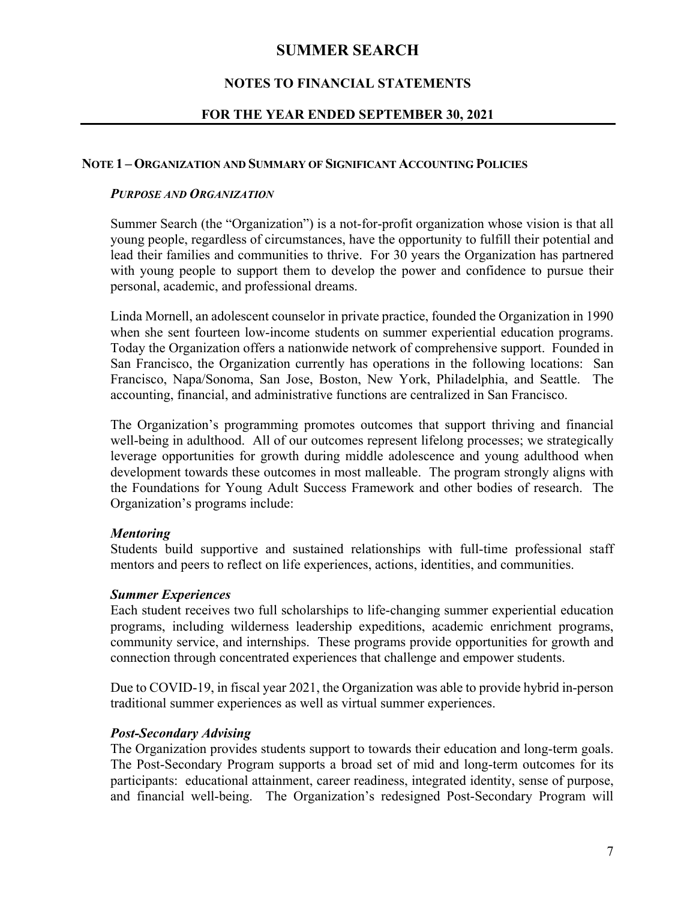# SUMMER SEARCH

## NOTES TO FINANCIAL STATEMENTS

## FOR THE YEAR ENDED SEPTEMBER 30, 2021

### NOTE 1 – ORGANIZATION AND SUMMARY OF SIGNIFICANT ACCOUNTING POLICIES

***PURPOSE AND ORGANIZATION***

Summer Search (the "Organization") is a not-for-profit organization whose vision is that all young people, regardless of circumstances, have the opportunity to fulfill their potential and lead their families and communities to thrive. For 30 years the Organization has partnered with young people to support them to develop the power and confidence to pursue their personal, academic, and professional dreams.

Linda Mornell, an adolescent counselor in private practice, founded the Organization in 1990 when she sent fourteen low-income students on summer experiential education programs. Today the Organization offers a nationwide network of comprehensive support. Founded in San Francisco, the Organization currently has operations in the following locations: San Francisco, Napa/Sonoma, San Jose, Boston, New York, Philadelphia, and Seattle. The accounting, financial, and administrative functions are centralized in San Francisco.

The Organization's programming promotes outcomes that support thriving and financial well-being in adulthood. All of our outcomes represent lifelong processes; we strategically leverage opportunities for growth during middle adolescence and young adulthood when development towards these outcomes in most malleable. The program strongly aligns with the Foundations for Young Adult Success Framework and other bodies of research. The Organization's programs include:

***Mentoring***
Students build supportive and sustained relationships with full-time professional staff mentors and peers to reflect on life experiences, actions, identities, and communities.

***Summer Experiences***
Each student receives two full scholarships to life-changing summer experiential education programs, including wilderness leadership expeditions, academic enrichment programs, community service, and internships. These programs provide opportunities for growth and connection through concentrated experiences that challenge and empower students.

Due to COVID-19, in fiscal year 2021, the Organization was able to provide hybrid in-person traditional summer experiences as well as virtual summer experiences.

***Post-Secondary Advising***
The Organization provides students support to towards their education and long-term goals. The Post-Secondary Program supports a broad set of mid and long-term outcomes for its participants: educational attainment, career readiness, integrated identity, sense of purpose, and financial well-being. The Organization's redesigned Post-Secondary Program will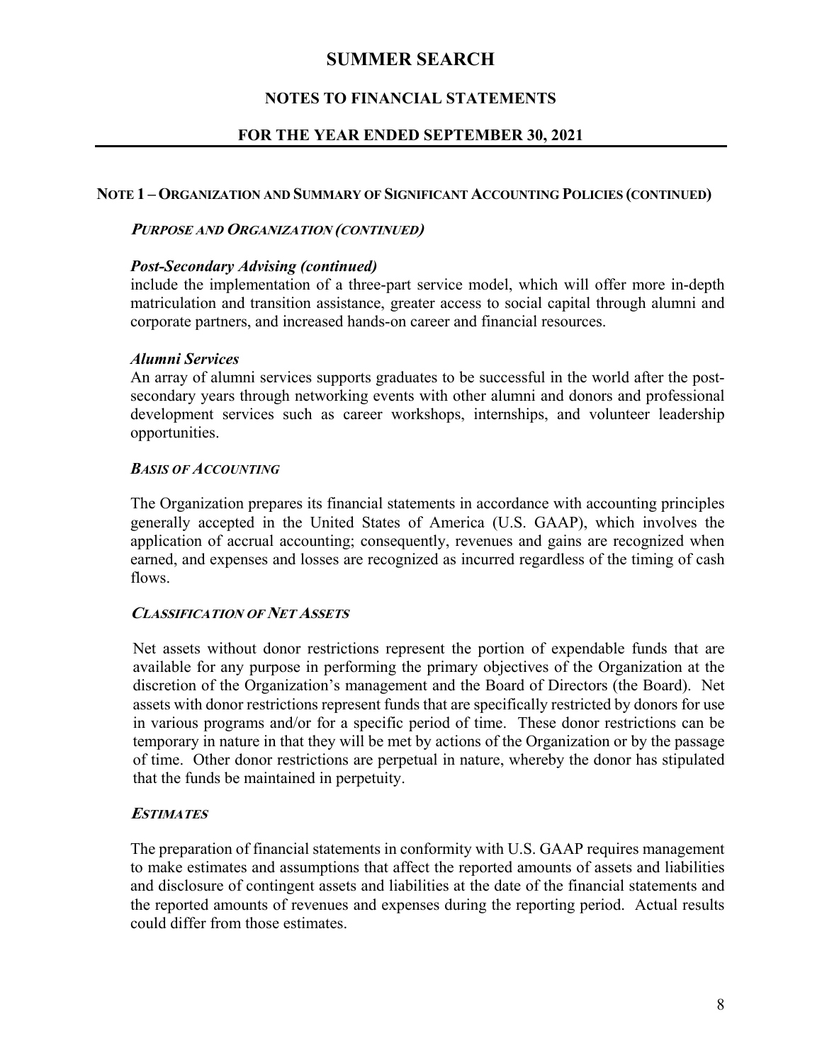## NOTE 1 – ORGANIZATION AND SUMMARY OF SIGNIFICANT ACCOUNTING POLICIES (CONTINUED)

### *PURPOSE AND ORGANIZATION (CONTINUED)*

#### *Post-Secondary Advising (continued)*

include the implementation of a three-part service model, which will offer more in-depth matriculation and transition assistance, greater access to social capital through alumni and corporate partners, and increased hands-on career and financial resources.

#### *Alumni Services*

An array of alumni services supports graduates to be successful in the world after the post-secondary years through networking events with other alumni and donors and professional development services such as career workshops, internships, and volunteer leadership opportunities.

### *BASIS OF ACCOUNTING*

The Organization prepares its financial statements in accordance with accounting principles generally accepted in the United States of America (U.S. GAAP), which involves the application of accrual accounting; consequently, revenues and gains are recognized when earned, and expenses and losses are recognized as incurred regardless of the timing of cash flows.

### *CLASSIFICATION OF NET ASSETS*

Net assets without donor restrictions represent the portion of expendable funds that are available for any purpose in performing the primary objectives of the Organization at the discretion of the Organization's management and the Board of Directors (the Board). Net assets with donor restrictions represent funds that are specifically restricted by donors for use in various programs and/or for a specific period of time. These donor restrictions can be temporary in nature in that they will be met by actions of the Organization or by the passage of time. Other donor restrictions are perpetual in nature, whereby the donor has stipulated that the funds be maintained in perpetuity.

### *ESTIMATES*

The preparation of financial statements in conformity with U.S. GAAP requires management to make estimates and assumptions that affect the reported amounts of assets and liabilities and disclosure of contingent assets and liabilities at the date of the financial statements and the reported amounts of revenues and expenses during the reporting period. Actual results could differ from those estimates.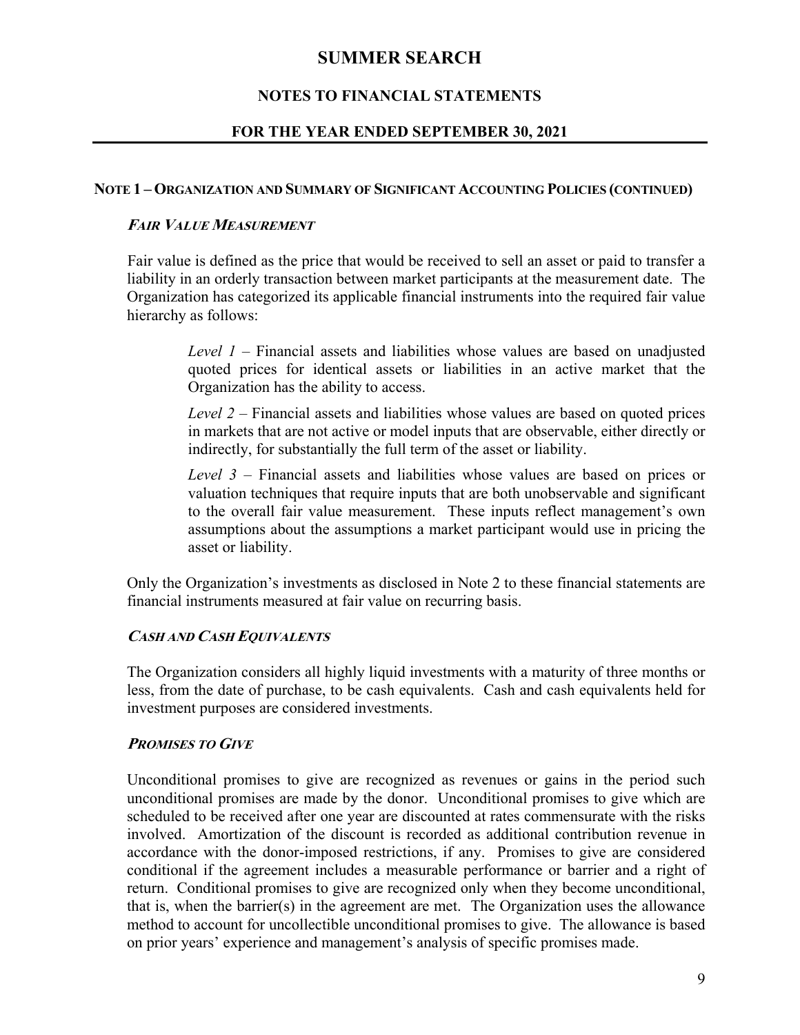# SUMMER SEARCH

## NOTES TO FINANCIAL STATEMENTS

## FOR THE YEAR ENDED SEPTEMBER 30, 2021

### NOTE 1 – ORGANIZATION AND SUMMARY OF SIGNIFICANT ACCOUNTING POLICIES (CONTINUED)

#### *FAIR VALUE MEASUREMENT*

Fair value is defined as the price that would be received to sell an asset or paid to transfer a liability in an orderly transaction between market participants at the measurement date. The Organization has categorized its applicable financial instruments into the required fair value hierarchy as follows:

> *Level 1* – Financial assets and liabilities whose values are based on unadjusted quoted prices for identical assets or liabilities in an active market that the Organization has the ability to access.
>
> *Level 2* – Financial assets and liabilities whose values are based on quoted prices in markets that are not active or model inputs that are observable, either directly or indirectly, for substantially the full term of the asset or liability.
>
> *Level 3* – Financial assets and liabilities whose values are based on prices or valuation techniques that require inputs that are both unobservable and significant to the overall fair value measurement. These inputs reflect management's own assumptions about the assumptions a market participant would use in pricing the asset or liability.

Only the Organization's investments as disclosed in Note 2 to these financial statements are financial instruments measured at fair value on recurring basis.

#### *CASH AND CASH EQUIVALENTS*

The Organization considers all highly liquid investments with a maturity of three months or less, from the date of purchase, to be cash equivalents. Cash and cash equivalents held for investment purposes are considered investments.

#### *PROMISES TO GIVE*

Unconditional promises to give are recognized as revenues or gains in the period such unconditional promises are made by the donor. Unconditional promises to give which are scheduled to be received after one year are discounted at rates commensurate with the risks involved. Amortization of the discount is recorded as additional contribution revenue in accordance with the donor-imposed restrictions, if any. Promises to give are considered conditional if the agreement includes a measurable performance or barrier and a right of return. Conditional promises to give are recognized only when they become unconditional, that is, when the barrier(s) in the agreement are met. The Organization uses the allowance method to account for uncollectible unconditional promises to give. The allowance is based on prior years' experience and management's analysis of specific promises made.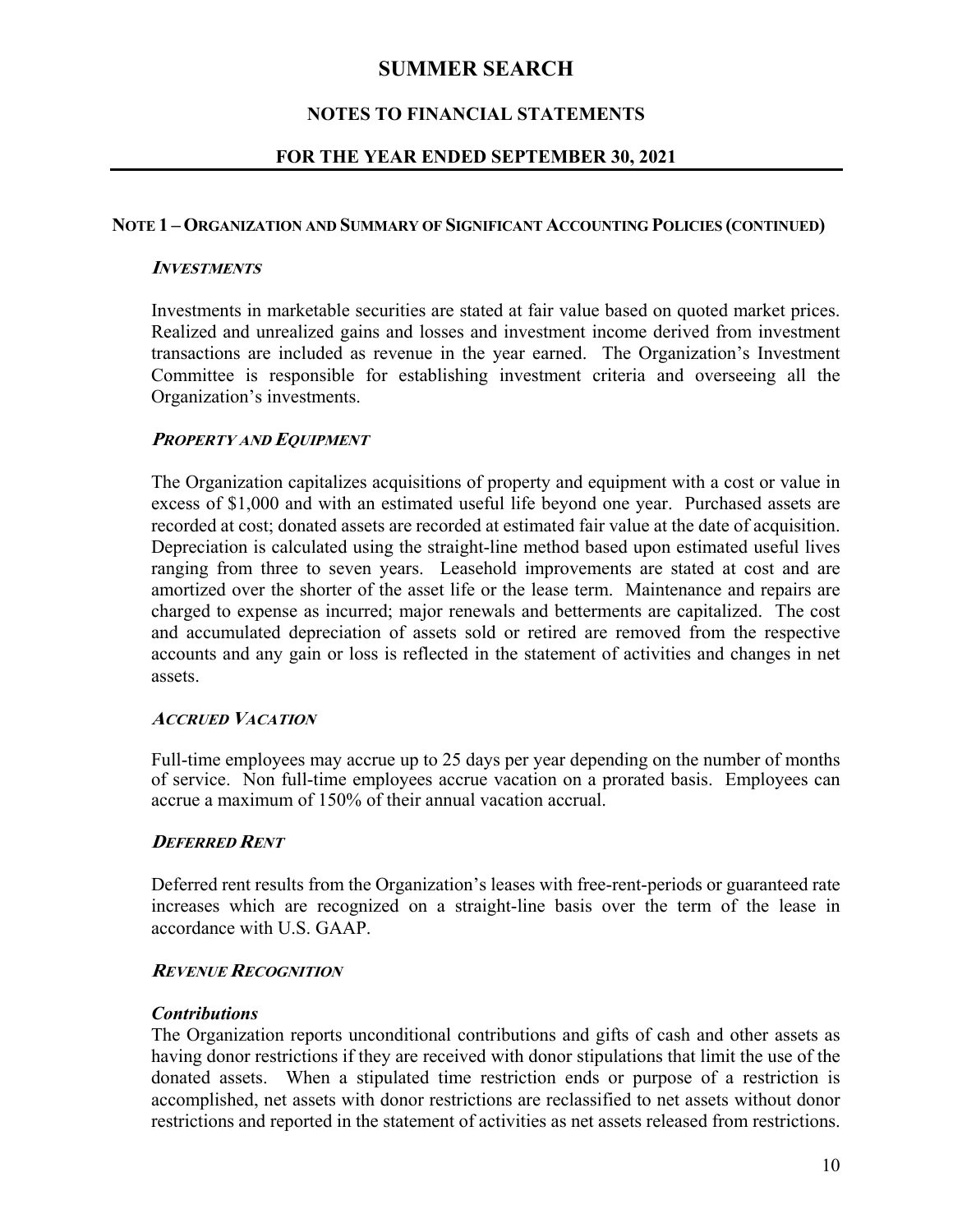# SUMMER SEARCH

## NOTES TO FINANCIAL STATEMENTS

## FOR THE YEAR ENDED SEPTEMBER 30, 2021

### NOTE 1 – ORGANIZATION AND SUMMARY OF SIGNIFICANT ACCOUNTING POLICIES (CONTINUED)

***INVESTMENTS***

Investments in marketable securities are stated at fair value based on quoted market prices. Realized and unrealized gains and losses and investment income derived from investment transactions are included as revenue in the year earned. The Organization's Investment Committee is responsible for establishing investment criteria and overseeing all the Organization's investments.

***PROPERTY AND EQUIPMENT***

The Organization capitalizes acquisitions of property and equipment with a cost or value in excess of $1,000 and with an estimated useful life beyond one year. Purchased assets are recorded at cost; donated assets are recorded at estimated fair value at the date of acquisition. Depreciation is calculated using the straight-line method based upon estimated useful lives ranging from three to seven years. Leasehold improvements are stated at cost and are amortized over the shorter of the asset life or the lease term. Maintenance and repairs are charged to expense as incurred; major renewals and betterments are capitalized. The cost and accumulated depreciation of assets sold or retired are removed from the respective accounts and any gain or loss is reflected in the statement of activities and changes in net assets.

***ACCRUED VACATION***

Full-time employees may accrue up to 25 days per year depending on the number of months of service. Non full-time employees accrue vacation on a prorated basis. Employees can accrue a maximum of 150% of their annual vacation accrual.

***DEFERRED RENT***

Deferred rent results from the Organization's leases with free-rent-periods or guaranteed rate increases which are recognized on a straight-line basis over the term of the lease in accordance with U.S. GAAP.

***REVENUE RECOGNITION***

***Contributions***

The Organization reports unconditional contributions and gifts of cash and other assets as having donor restrictions if they are received with donor stipulations that limit the use of the donated assets. When a stipulated time restriction ends or purpose of a restriction is accomplished, net assets with donor restrictions are reclassified to net assets without donor restrictions and reported in the statement of activities as net assets released from restrictions.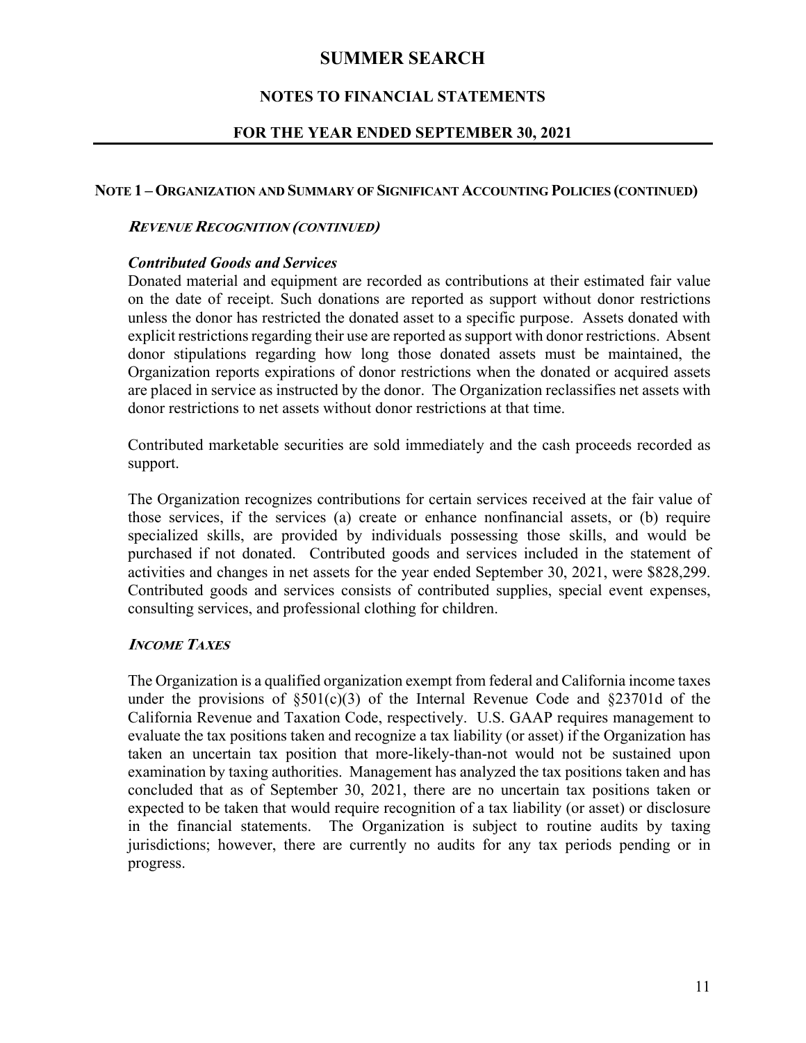# SUMMER SEARCH

## NOTES TO FINANCIAL STATEMENTS

## FOR THE YEAR ENDED SEPTEMBER 30, 2021

### NOTE 1 – ORGANIZATION AND SUMMARY OF SIGNIFICANT ACCOUNTING POLICIES (CONTINUED)

***REVENUE RECOGNITION (CONTINUED)***

***Contributed Goods and Services***

Donated material and equipment are recorded as contributions at their estimated fair value on the date of receipt. Such donations are reported as support without donor restrictions unless the donor has restricted the donated asset to a specific purpose. Assets donated with explicit restrictions regarding their use are reported as support with donor restrictions. Absent donor stipulations regarding how long those donated assets must be maintained, the Organization reports expirations of donor restrictions when the donated or acquired assets are placed in service as instructed by the donor. The Organization reclassifies net assets with donor restrictions to net assets without donor restrictions at that time.

Contributed marketable securities are sold immediately and the cash proceeds recorded as support.

The Organization recognizes contributions for certain services received at the fair value of those services, if the services (a) create or enhance nonfinancial assets, or (b) require specialized skills, are provided by individuals possessing those skills, and would be purchased if not donated. Contributed goods and services included in the statement of activities and changes in net assets for the year ended September 30, 2021, were $828,299. Contributed goods and services consists of contributed supplies, special event expenses, consulting services, and professional clothing for children.

***INCOME TAXES***

The Organization is a qualified organization exempt from federal and California income taxes under the provisions of §501(c)(3) of the Internal Revenue Code and §23701d of the California Revenue and Taxation Code, respectively. U.S. GAAP requires management to evaluate the tax positions taken and recognize a tax liability (or asset) if the Organization has taken an uncertain tax position that more-likely-than-not would not be sustained upon examination by taxing authorities. Management has analyzed the tax positions taken and has concluded that as of September 30, 2021, there are no uncertain tax positions taken or expected to be taken that would require recognition of a tax liability (or asset) or disclosure in the financial statements. The Organization is subject to routine audits by taxing jurisdictions; however, there are currently no audits for any tax periods pending or in progress.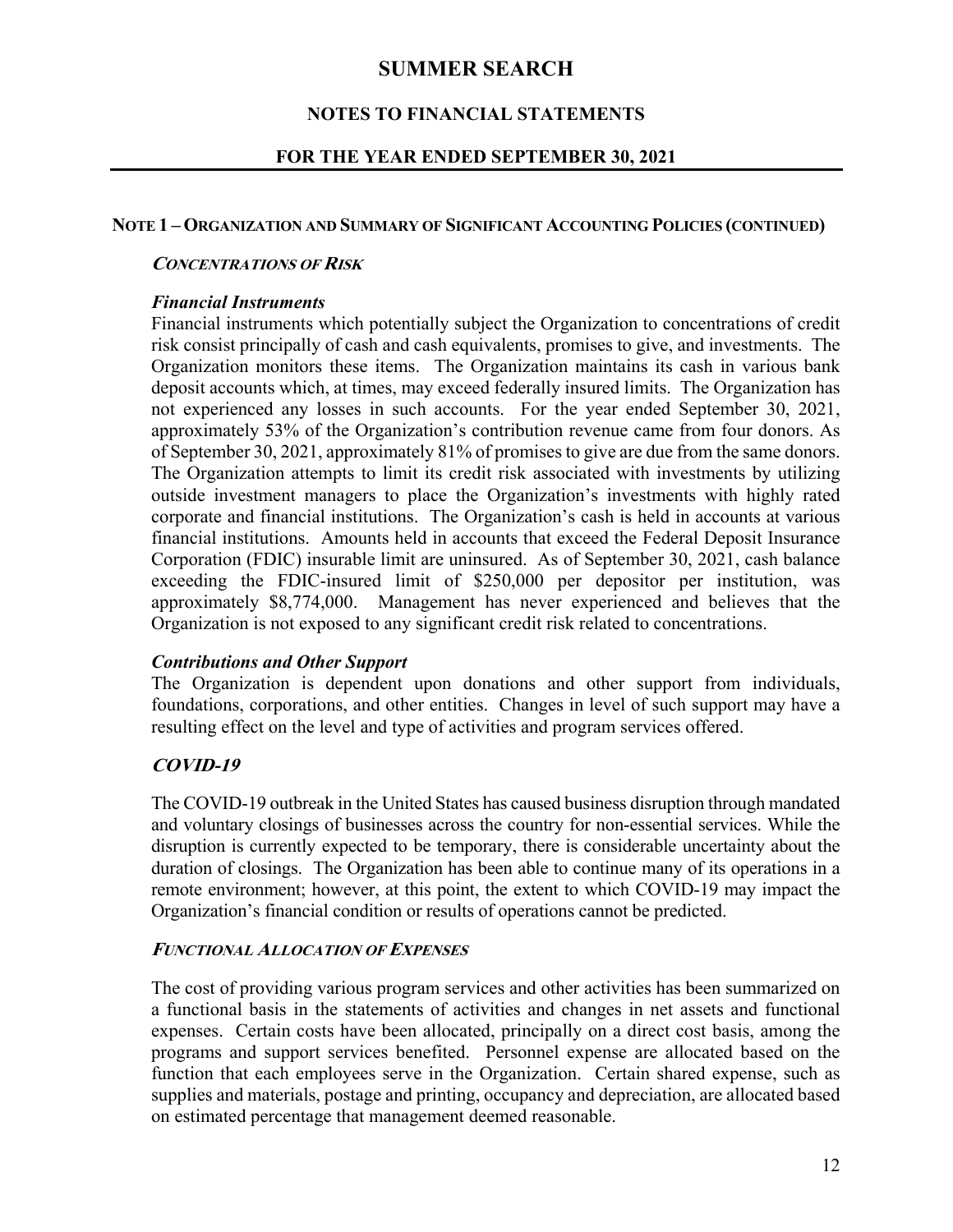# SUMMER SEARCH

## NOTES TO FINANCIAL STATEMENTS

## FOR THE YEAR ENDED SEPTEMBER 30, 2021

### NOTE 1 – ORGANIZATION AND SUMMARY OF SIGNIFICANT ACCOUNTING POLICIES (CONTINUED)

***CONCENTRATIONS OF RISK***

***Financial Instruments***

Financial instruments which potentially subject the Organization to concentrations of credit risk consist principally of cash and cash equivalents, promises to give, and investments. The Organization monitors these items. The Organization maintains its cash in various bank deposit accounts which, at times, may exceed federally insured limits. The Organization has not experienced any losses in such accounts. For the year ended September 30, 2021, approximately 53% of the Organization's contribution revenue came from four donors. As of September 30, 2021, approximately 81% of promises to give are due from the same donors. The Organization attempts to limit its credit risk associated with investments by utilizing outside investment managers to place the Organization's investments with highly rated corporate and financial institutions. The Organization's cash is held in accounts at various financial institutions. Amounts held in accounts that exceed the Federal Deposit Insurance Corporation (FDIC) insurable limit are uninsured. As of September 30, 2021, cash balance exceeding the FDIC-insured limit of $250,000 per depositor per institution, was approximately $8,774,000. Management has never experienced and believes that the Organization is not exposed to any significant credit risk related to concentrations.

***Contributions and Other Support***

The Organization is dependent upon donations and other support from individuals, foundations, corporations, and other entities. Changes in level of such support may have a resulting effect on the level and type of activities and program services offered.

***COVID-19***

The COVID-19 outbreak in the United States has caused business disruption through mandated and voluntary closings of businesses across the country for non-essential services. While the disruption is currently expected to be temporary, there is considerable uncertainty about the duration of closings. The Organization has been able to continue many of its operations in a remote environment; however, at this point, the extent to which COVID-19 may impact the Organization's financial condition or results of operations cannot be predicted.

***FUNCTIONAL ALLOCATION OF EXPENSES***

The cost of providing various program services and other activities has been summarized on a functional basis in the statements of activities and changes in net assets and functional expenses. Certain costs have been allocated, principally on a direct cost basis, among the programs and support services benefited. Personnel expense are allocated based on the function that each employees serve in the Organization. Certain shared expense, such as supplies and materials, postage and printing, occupancy and depreciation, are allocated based on estimated percentage that management deemed reasonable.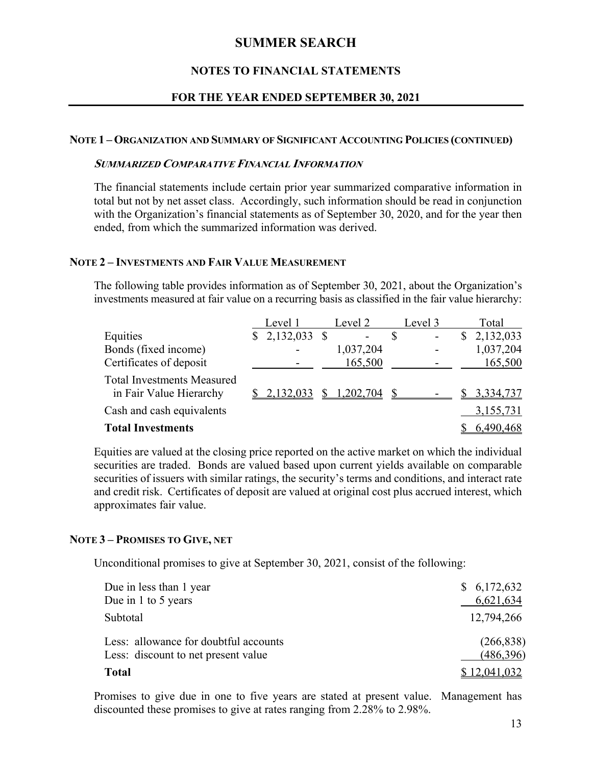## NOTE 1 – ORGANIZATION AND SUMMARY OF SIGNIFICANT ACCOUNTING POLICIES (CONTINUED)

### *SUMMARIZED COMPARATIVE FINANCIAL INFORMATION*

The financial statements include certain prior year summarized comparative information in total but not by net asset class. Accordingly, such information should be read in conjunction with the Organization's financial statements as of September 30, 2020, and for the year then ended, from which the summarized information was derived.

## NOTE 2 – INVESTMENTS AND FAIR VALUE MEASUREMENT

The following table provides information as of September 30, 2021, about the Organization's investments measured at fair value on a recurring basis as classified in the fair value hierarchy:

| | Level 1 | Level 2 | Level 3 | Total |
|---|---|---|---|---|
| Equities | $ 2,132,033 | $ - | $ - | $ 2,132,033 |
| Bonds (fixed income) | - | 1,037,204 | - | 1,037,204 |
| Certificates of deposit | - | 165,500 | - | 165,500 |
| Total Investments Measured in Fair Value Hierarchy | $ 2,132,033 | $ 1,202,704 | $ - | $ 3,334,737 |
| Cash and cash equivalents | | | | 3,155,731 |
| **Total Investments** | | | | $ 6,490,468 |

Equities are valued at the closing price reported on the active market on which the individual securities are traded. Bonds are valued based upon current yields available on comparable securities of issuers with similar ratings, the security's terms and conditions, and interact rate and credit risk. Certificates of deposit are valued at original cost plus accrued interest, which approximates fair value.

## NOTE 3 – PROMISES TO GIVE, NET

Unconditional promises to give at September 30, 2021, consist of the following:

| | |
|---|---|
| Due in less than 1 year | $ 6,172,632 |
| Due in 1 to 5 years | 6,621,634 |
| Subtotal | 12,794,266 |
| Less: allowance for doubtful accounts | (266,838) |
| Less: discount to net present value | (486,396) |
| **Total** | $ 12,041,032 |

Promises to give due in one to five years are stated at present value. Management has discounted these promises to give at rates ranging from 2.28% to 2.98%.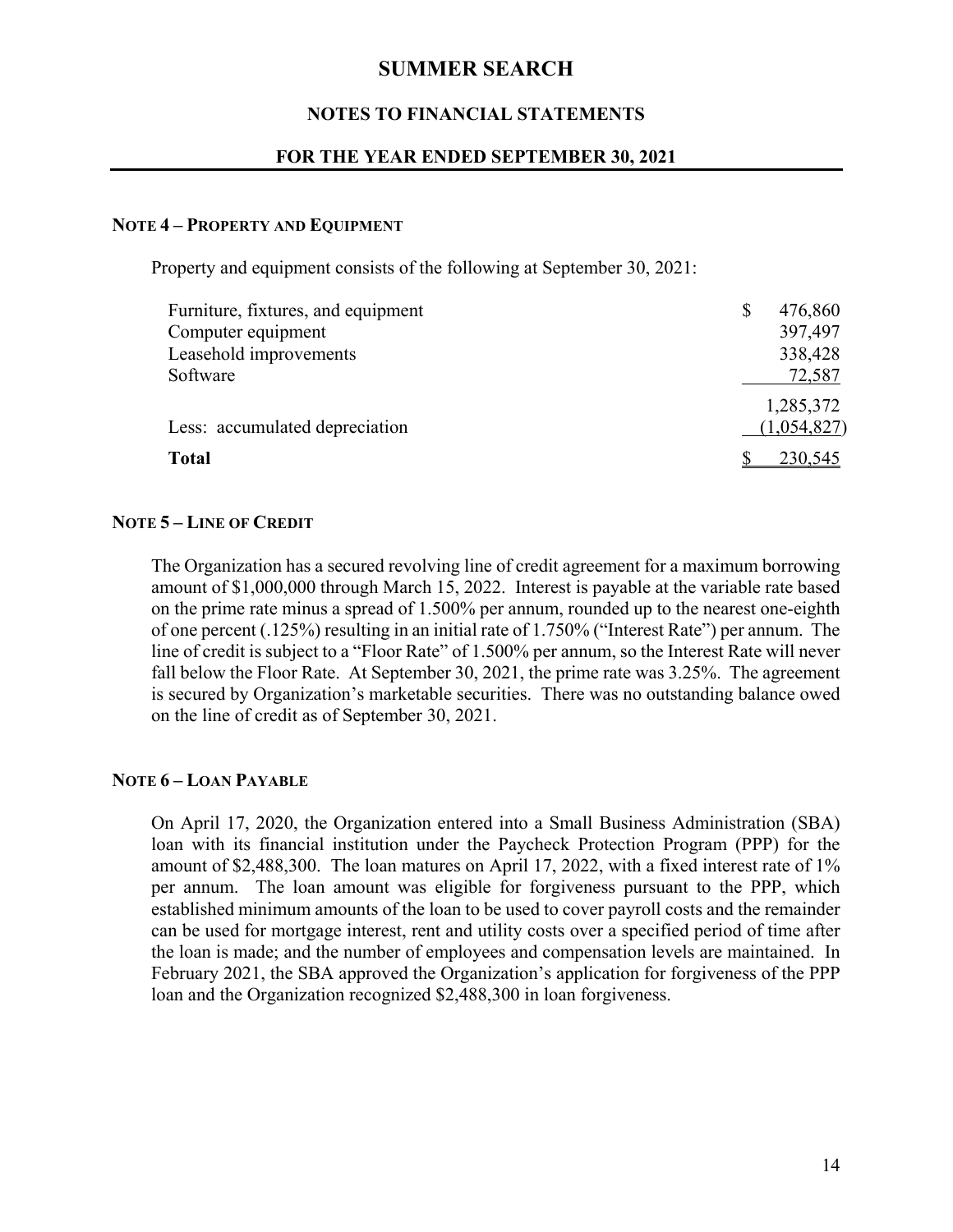# SUMMER SEARCH

## NOTES TO FINANCIAL STATEMENTS

## FOR THE YEAR ENDED SEPTEMBER 30, 2021

### NOTE 4 – PROPERTY AND EQUIPMENT

Property and equipment consists of the following at September 30, 2021:

| | |
|---|---|
| Furniture, fixtures, and equipment | $ 476,860 |
| Computer equipment | 397,497 |
| Leasehold improvements | 338,428 |
| Software | 72,587 |
| | 1,285,372 |
| Less: accumulated depreciation | (1,054,827) |
| **Total** | $ 230,545 |

### NOTE 5 – LINE OF CREDIT

The Organization has a secured revolving line of credit agreement for a maximum borrowing amount of $1,000,000 through March 15, 2022. Interest is payable at the variable rate based on the prime rate minus a spread of 1.500% per annum, rounded up to the nearest one-eighth of one percent (.125%) resulting in an initial rate of 1.750% ("Interest Rate") per annum. The line of credit is subject to a "Floor Rate" of 1.500% per annum, so the Interest Rate will never fall below the Floor Rate. At September 30, 2021, the prime rate was 3.25%. The agreement is secured by Organization's marketable securities. There was no outstanding balance owed on the line of credit as of September 30, 2021.

### NOTE 6 – LOAN PAYABLE

On April 17, 2020, the Organization entered into a Small Business Administration (SBA) loan with its financial institution under the Paycheck Protection Program (PPP) for the amount of $2,488,300. The loan matures on April 17, 2022, with a fixed interest rate of 1% per annum. The loan amount was eligible for forgiveness pursuant to the PPP, which established minimum amounts of the loan to be used to cover payroll costs and the remainder can be used for mortgage interest, rent and utility costs over a specified period of time after the loan is made; and the number of employees and compensation levels are maintained. In February 2021, the SBA approved the Organization's application for forgiveness of the PPP loan and the Organization recognized $2,488,300 in loan forgiveness.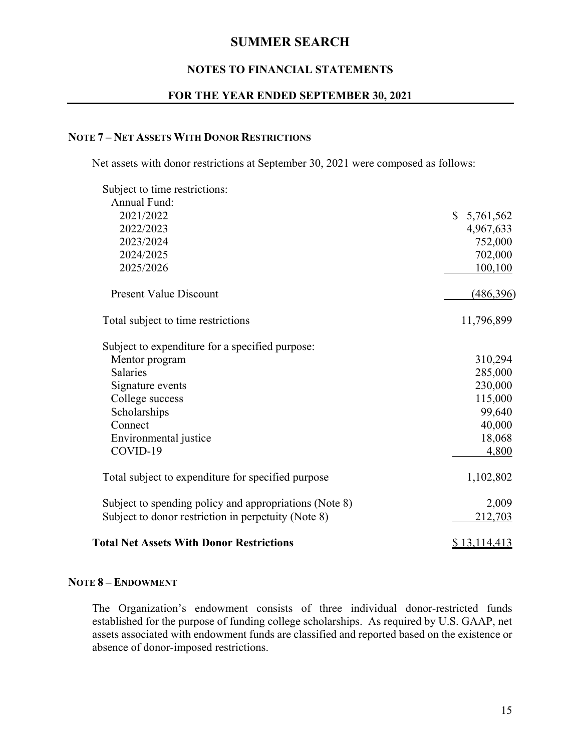## NOTE 7 – NET ASSETS WITH DONOR RESTRICTIONS

Net assets with donor restrictions at September 30, 2021 were composed as follows:

| | |
|---|---|
| Subject to time restrictions: | |
| Annual Fund: | |
| 2021/2022 | $ 5,761,562 |
| 2022/2023 | 4,967,633 |
| 2023/2024 | 752,000 |
| 2024/2025 | 702,000 |
| 2025/2026 | 100,100 |
| Present Value Discount | (486,396) |
| Total subject to time restrictions | 11,796,899 |
| Subject to expenditure for a specified purpose: | |
| Mentor program | 310,294 |
| Salaries | 285,000 |
| Signature events | 230,000 |
| College success | 115,000 |
| Scholarships | 99,640 |
| Connect | 40,000 |
| Environmental justice | 18,068 |
| COVID-19 | 4,800 |
| Total subject to expenditure for specified purpose | 1,102,802 |
| Subject to spending policy and appropriations (Note 8) | 2,009 |
| Subject to donor restriction in perpetuity (Note 8) | 212,703 |
| **Total Net Assets With Donor Restrictions** | $ 13,114,413 |

## NOTE 8 – ENDOWMENT

The Organization's endowment consists of three individual donor-restricted funds established for the purpose of funding college scholarships. As required by U.S. GAAP, net assets associated with endowment funds are classified and reported based on the existence or absence of donor-imposed restrictions.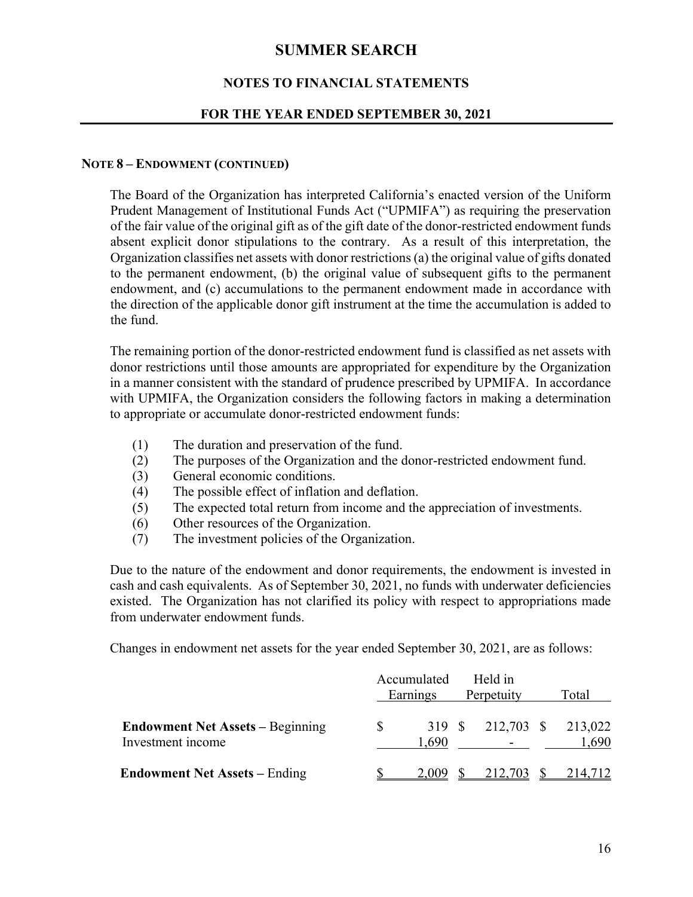**NOTE 8 – ENDOWMENT (CONTINUED)**

The Board of the Organization has interpreted California's enacted version of the Uniform Prudent Management of Institutional Funds Act ("UPMIFA") as requiring the preservation of the fair value of the original gift as of the gift date of the donor-restricted endowment funds absent explicit donor stipulations to the contrary. As a result of this interpretation, the Organization classifies net assets with donor restrictions (a) the original value of gifts donated to the permanent endowment, (b) the original value of subsequent gifts to the permanent endowment, and (c) accumulations to the permanent endowment made in accordance with the direction of the applicable donor gift instrument at the time the accumulation is added to the fund.

The remaining portion of the donor-restricted endowment fund is classified as net assets with donor restrictions until those amounts are appropriated for expenditure by the Organization in a manner consistent with the standard of prudence prescribed by UPMIFA. In accordance with UPMIFA, the Organization considers the following factors in making a determination to appropriate or accumulate donor-restricted endowment funds:

(1) The duration and preservation of the fund.
(2) The purposes of the Organization and the donor-restricted endowment fund.
(3) General economic conditions.
(4) The possible effect of inflation and deflation.
(5) The expected total return from income and the appreciation of investments.
(6) Other resources of the Organization.
(7) The investment policies of the Organization.

Due to the nature of the endowment and donor requirements, the endowment is invested in cash and cash equivalents. As of September 30, 2021, no funds with underwater deficiencies existed. The Organization has not clarified its policy with respect to appropriations made from underwater endowment funds.

Changes in endowment net assets for the year ended September 30, 2021, are as follows:

| | Accumulated Earnings | Held in Perpetuity | Total |
|---|---|---|---|
| **Endowment Net Assets –** Beginning | $ 319 | $ 212,703 | $ 213,022 |
| Investment income | 1,690 | - | 1,690 |
| **Endowment Net Assets –** Ending | $ 2,009 | $ 212,703 | $ 214,712 |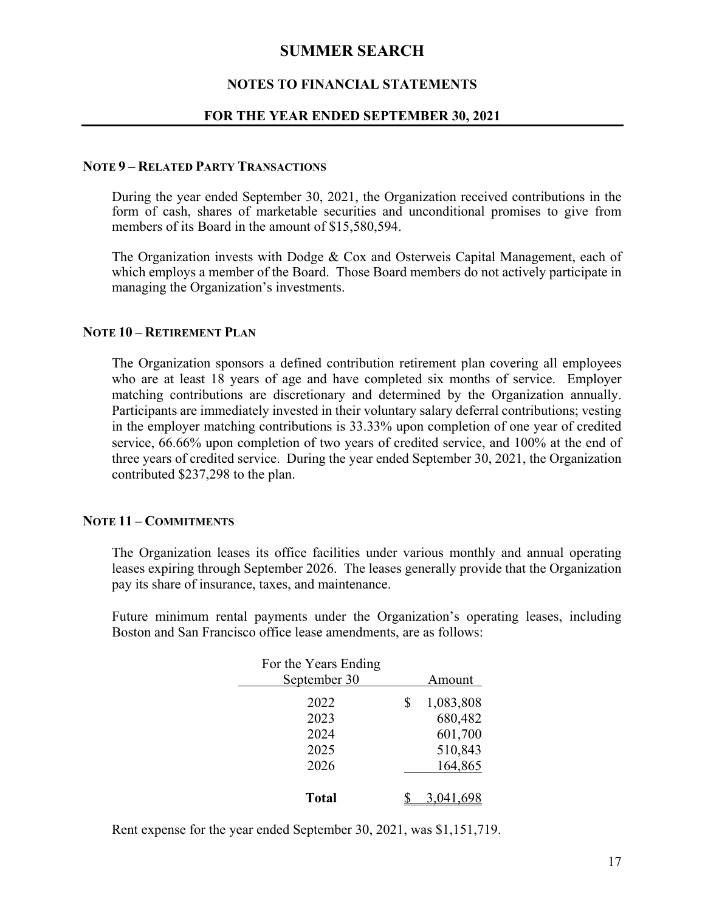# SUMMER SEARCH

## NOTES TO FINANCIAL STATEMENTS

## FOR THE YEAR ENDED SEPTEMBER 30, 2021

### NOTE 9 – RELATED PARTY TRANSACTIONS

During the year ended September 30, 2021, the Organization received contributions in the form of cash, shares of marketable securities and unconditional promises to give from members of its Board in the amount of $15,580,594.

The Organization invests with Dodge & Cox and Osterweis Capital Management, each of which employs a member of the Board. Those Board members do not actively participate in managing the Organization's investments.

### NOTE 10 – RETIREMENT PLAN

The Organization sponsors a defined contribution retirement plan covering all employees who are at least 18 years of age and have completed six months of service. Employer matching contributions are discretionary and determined by the Organization annually. Participants are immediately invested in their voluntary salary deferral contributions; vesting in the employer matching contributions is 33.33% upon completion of one year of credited service, 66.66% upon completion of two years of credited service, and 100% at the end of three years of credited service. During the year ended September 30, 2021, the Organization contributed $237,298 to the plan.

### NOTE 11 – COMMITMENTS

The Organization leases its office facilities under various monthly and annual operating leases expiring through September 2026. The leases generally provide that the Organization pay its share of insurance, taxes, and maintenance.

Future minimum rental payments under the Organization's operating leases, including Boston and San Francisco office lease amendments, are as follows:

| For the Years Ending September 30 | Amount |
|---|---|
| 2022 | $ 1,083,808 |
| 2023 | 680,482 |
| 2024 | 601,700 |
| 2025 | 510,843 |
| 2026 | 164,865 |
| **Total** | $ 3,041,698 |

Rent expense for the year ended September 30, 2021, was $1,151,719.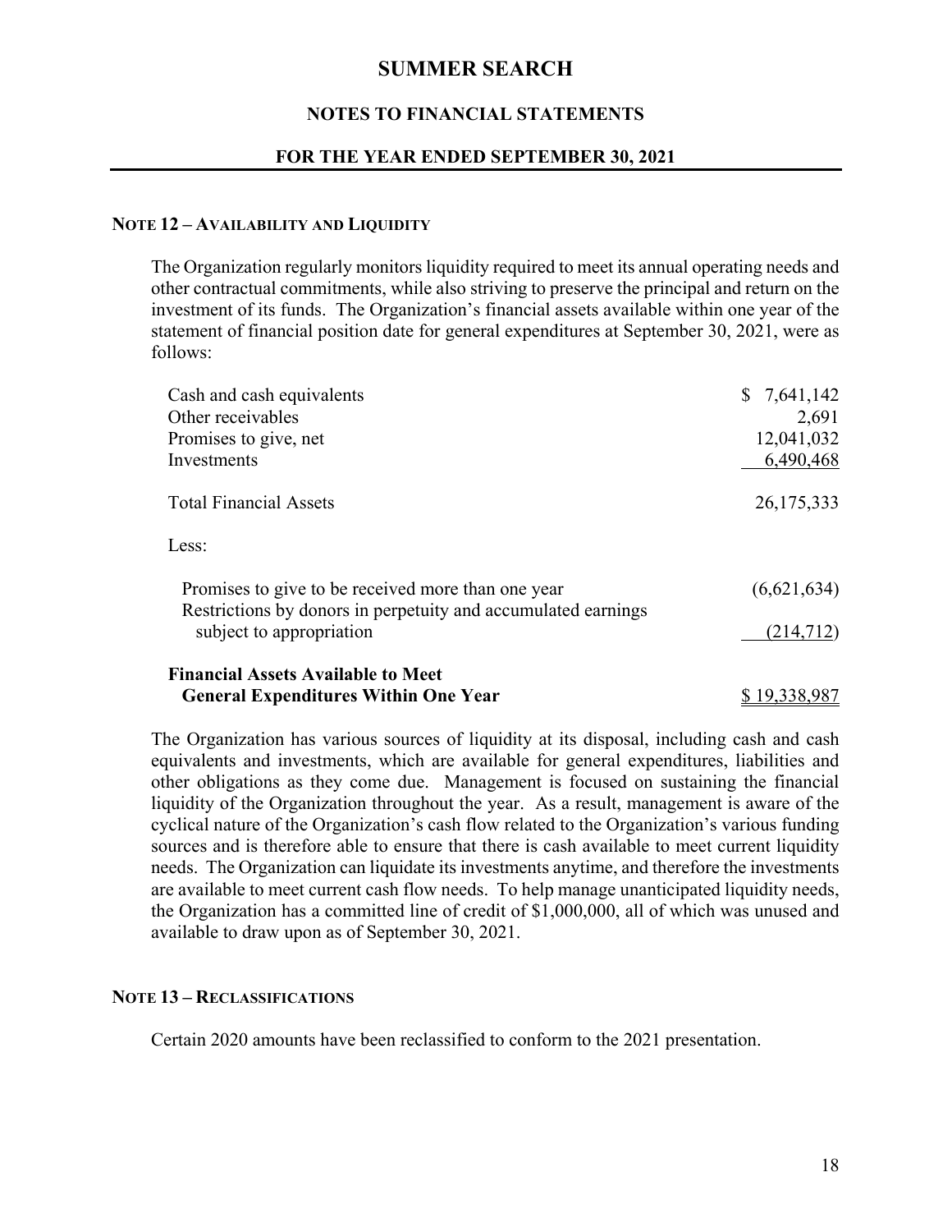### NOTE 12 – AVAILABILITY AND LIQUIDITY

The Organization regularly monitors liquidity required to meet its annual operating needs and other contractual commitments, while also striving to preserve the principal and return on the investment of its funds. The Organization's financial assets available within one year of the statement of financial position date for general expenditures at September 30, 2021, were as follows:

| | |
|---|---|
| Cash and cash equivalents | $ 7,641,142 |
| Other receivables | 2,691 |
| Promises to give, net | 12,041,032 |
| Investments | 6,490,468 |
| Total Financial Assets | 26,175,333 |
| Less: | |
| Promises to give to be received more than one year | (6,621,634) |
| Restrictions by donors in perpetuity and accumulated earnings subject to appropriation | (214,712) |
| **Financial Assets Available to Meet General Expenditures Within One Year** | $ 19,338,987 |

The Organization has various sources of liquidity at its disposal, including cash and cash equivalents and investments, which are available for general expenditures, liabilities and other obligations as they come due. Management is focused on sustaining the financial liquidity of the Organization throughout the year. As a result, management is aware of the cyclical nature of the Organization's cash flow related to the Organization's various funding sources and is therefore able to ensure that there is cash available to meet current liquidity needs. The Organization can liquidate its investments anytime, and therefore the investments are available to meet current cash flow needs. To help manage unanticipated liquidity needs, the Organization has a committed line of credit of $1,000,000, all of which was unused and available to draw upon as of September 30, 2021.

### NOTE 13 – RECLASSIFICATIONS

Certain 2020 amounts have been reclassified to conform to the 2021 presentation.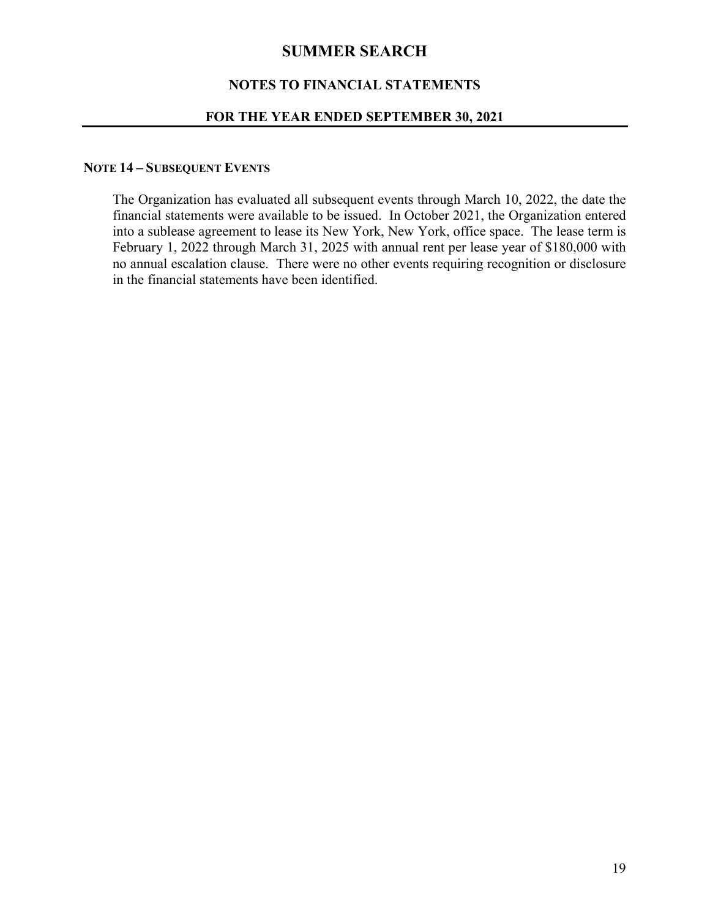#### NOTE 14 – SUBSEQUENT EVENTS

The Organization has evaluated all subsequent events through March 10, 2022, the date the financial statements were available to be issued. In October 2021, the Organization entered into a sublease agreement to lease its New York, New York, office space. The lease term is February 1, 2022 through March 31, 2025 with annual rent per lease year of $180,000 with no annual escalation clause. There were no other events requiring recognition or disclosure in the financial statements have been identified.